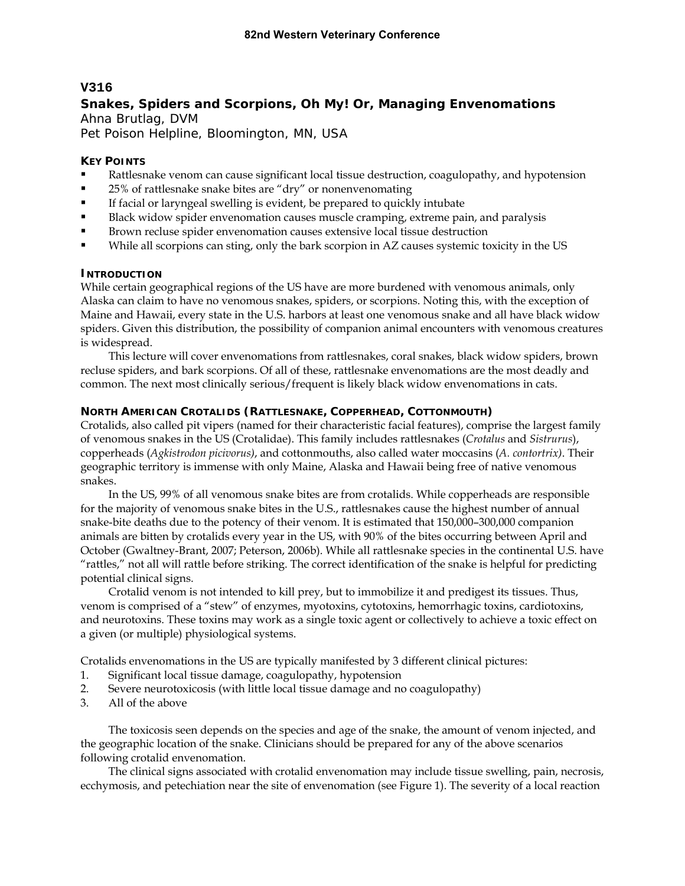# V316

## Snakes, Spiders and Scorpions, Oh My! Or, Managing Envenomations

Ahna Brutlag, DVM

Pet Poison Helpline, Bloomington, MN, USA

### KEY POINTS

- Rattlesnake venom can cause significant local tissue destruction, coagulopathy, and hypotension
- 25% of rattlesnake snake bites are "dry" or nonenvenomating
- If facial or laryngeal swelling is evident, be prepared to quickly intubate
- Black widow spider envenomation causes muscle cramping, extreme pain, and paralysis
- Brown recluse spider envenomation causes extensive local tissue destruction
- While all scorpions can sting, only the bark scorpion in AZ causes systemic toxicity in the US

### INTRODUCTION

While certain geographical regions of the US have are more burdened with venomous animals, only Alaska can claim to have no venomous snakes, spiders, or scorpions. Noting this, with the exception of Maine and Hawaii, every state in the U.S. harbors at least one venomous snake and all have black widow spiders. Given this distribution, the possibility of companion animal encounters with venomous creatures is widespread.

This lecture will cover envenomations from rattlesnakes, coral snakes, black widow spiders, brown recluse spiders, and bark scorpions. Of all of these, rattlesnake envenomations are the most deadly and common. The next most clinically serious/frequent is likely black widow envenomations in cats.

### NORTH AMERICAN CROTALIDS (RATTLESNAKE, COPPERHEAD, COTTONMOUTH)

Crotalids, also called pit vipers (named for their characteristic facial features), comprise the largest family of venomous snakes in the US (Crotalidae). This family includes rattlesnakes (*Crotalus* and *Sistrurus*), copperheads (*Agkistrodon picivorus)*, and cottonmouths, also called water moccasins (*A. contortrix)*. Their geographic territory is immense with only Maine, Alaska and Hawaii being free of native venomous snakes.

In the US, 99% of all venomous snake bites are from crotalids. While copperheads are responsible for the majority of venomous snake bites in the U.S., rattlesnakes cause the highest number of annual snake-bite deaths due to the potency of their venom. It is estimated that 150,000–300,000 companion animals are bitten by crotalids every year in the US, with 90% of the bites occurring between April and October (Gwaltney-Brant, 2007; Peterson, 2006b). While all rattlesnake species in the continental U.S. have "rattles," not all will rattle before striking. The correct identification of the snake is helpful for predicting potential clinical signs.

Crotalid venom is not intended to kill prey, but to immobilize it and predigest its tissues. Thus, venom is comprised of a "stew" of enzymes, myotoxins, cytotoxins, hemorrhagic toxins, cardiotoxins, and neurotoxins. These toxins may work as a single toxic agent or collectively to achieve a toxic effect on a given (or multiple) physiological systems.

Crotalids envenomations in the US are typically manifested by 3 different clinical pictures:

1. Significant local tissue damage, coagulopathy, hypotension
2. Severe neurotoxicosis (with little local tissue damage and no coagulopathy)
3. All of the above

The toxicosis seen depends on the species and age of the snake, the amount of venom injected, and the geographic location of the snake. Clinicians should be prepared for any of the above scenarios following crotalid envenomation.

The clinical signs associated with crotalid envenomation may include tissue swelling, pain, necrosis, ecchymosis, and petechiation near the site of envenomation (see Figure 1). The severity of a local reaction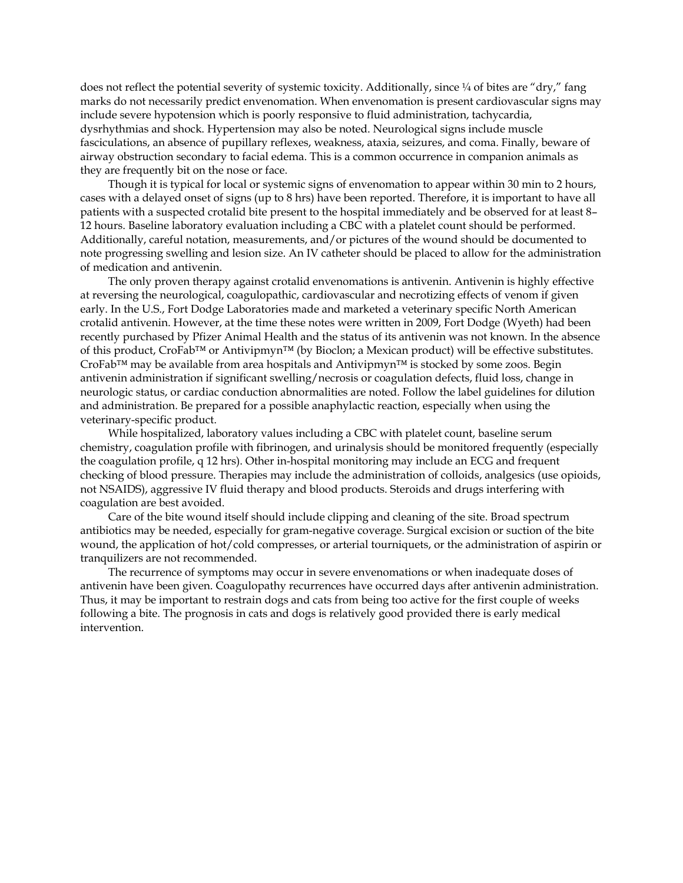does not reflect the potential severity of systemic toxicity. Additionally, since ¼ of bites are "dry," fang marks do not necessarily predict envenomation. When envenomation is present cardiovascular signs may include severe hypotension which is poorly responsive to fluid administration, tachycardia, dysrhythmias and shock. Hypertension may also be noted. Neurological signs include muscle fasciculations, an absence of pupillary reflexes, weakness, ataxia, seizures, and coma. Finally, beware of airway obstruction secondary to facial edema. This is a common occurrence in companion animals as they are frequently bit on the nose or face.

Though it is typical for local or systemic signs of envenomation to appear within 30 min to 2 hours, cases with a delayed onset of signs (up to 8 hrs) have been reported. Therefore, it is important to have all patients with a suspected crotalid bite present to the hospital immediately and be observed for at least 8–12 hours. Baseline laboratory evaluation including a CBC with a platelet count should be performed. Additionally, careful notation, measurements, and/or pictures of the wound should be documented to note progressing swelling and lesion size. An IV catheter should be placed to allow for the administration of medication and antivenin.

The only proven therapy against crotalid envenomations is antivenin. Antivenin is highly effective at reversing the neurological, coagulopathic, cardiovascular and necrotizing effects of venom if given early. In the U.S., Fort Dodge Laboratories made and marketed a veterinary specific North American crotalid antivenin. However, at the time these notes were written in 2009, Fort Dodge (Wyeth) had been recently purchased by Pfizer Animal Health and the status of its antivenin was not known. In the absence of this product, CroFab™ or Antivipmyn™ (by Bioclon; a Mexican product) will be effective substitutes. CroFab™ may be available from area hospitals and Antivipmyn™ is stocked by some zoos. Begin antivenin administration if significant swelling/necrosis or coagulation defects, fluid loss, change in neurologic status, or cardiac conduction abnormalities are noted. Follow the label guidelines for dilution and administration. Be prepared for a possible anaphylactic reaction, especially when using the veterinary-specific product.

While hospitalized, laboratory values including a CBC with platelet count, baseline serum chemistry, coagulation profile with fibrinogen, and urinalysis should be monitored frequently (especially the coagulation profile, q 12 hrs). Other in-hospital monitoring may include an ECG and frequent checking of blood pressure. Therapies may include the administration of colloids, analgesics (use opioids, not NSAIDS), aggressive IV fluid therapy and blood products. Steroids and drugs interfering with coagulation are best avoided.

Care of the bite wound itself should include clipping and cleaning of the site. Broad spectrum antibiotics may be needed, especially for gram-negative coverage. Surgical excision or suction of the bite wound, the application of hot/cold compresses, or arterial tourniquets, or the administration of aspirin or tranquilizers are not recommended.

The recurrence of symptoms may occur in severe envenomations or when inadequate doses of antivenin have been given. Coagulopathy recurrences have occurred days after antivenin administration. Thus, it may be important to restrain dogs and cats from being too active for the first couple of weeks following a bite. The prognosis in cats and dogs is relatively good provided there is early medical intervention.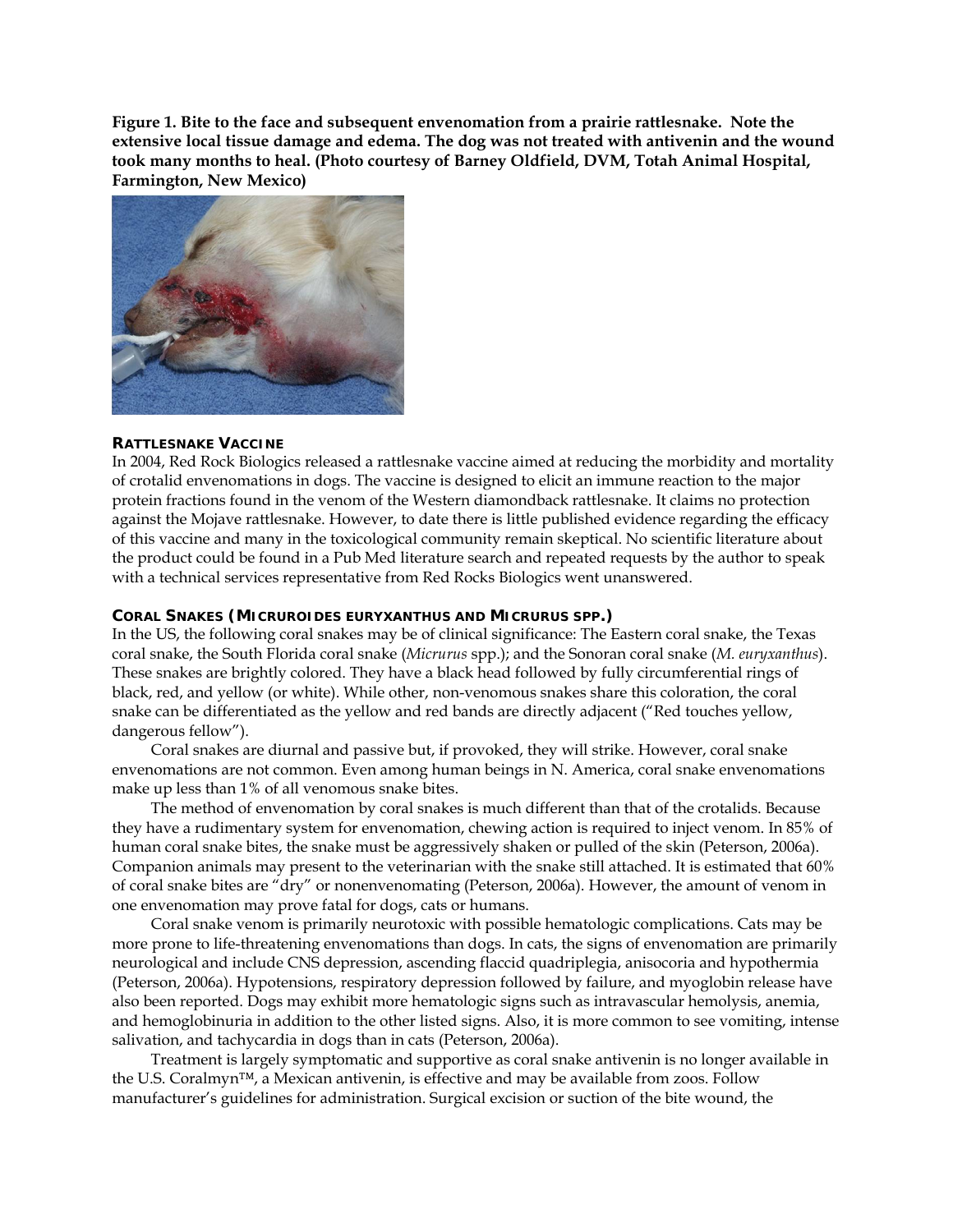**Figure 1. Bite to the face and subsequent envenomation from a prairie rattlesnake. Note the extensive local tissue damage and edema. The dog was not treated with antivenin and the wound took many months to heal. (Photo courtesy of Barney Oldfield, DVM, Totah Animal Hospital, Farmington, New Mexico)**

### RATTLESNAKE VACCINE

In 2004, Red Rock Biologics released a rattlesnake vaccine aimed at reducing the morbidity and mortality of crotalid envenomations in dogs. The vaccine is designed to elicit an immune reaction to the major protein fractions found in the venom of the Western diamondback rattlesnake. It claims no protection against the Mojave rattlesnake. However, to date there is little published evidence regarding the efficacy of this vaccine and many in the toxicological community remain skeptical. No scientific literature about the product could be found in a Pub Med literature search and repeated requests by the author to speak with a technical services representative from Red Rocks Biologics went unanswered.

### CORAL SNAKES (*MICRUROIDES EURYXANTHUS* AND *MICRURUS* SPP.)

In the US, the following coral snakes may be of clinical significance: The Eastern coral snake, the Texas coral snake, the South Florida coral snake (*Micrurus* spp.); and the Sonoran coral snake (*M. euryxanthus*). These snakes are brightly colored. They have a black head followed by fully circumferential rings of black, red, and yellow (or white). While other, non-venomous snakes share this coloration, the coral snake can be differentiated as the yellow and red bands are directly adjacent ("Red touches yellow, dangerous fellow").

Coral snakes are diurnal and passive but, if provoked, they will strike. However, coral snake envenomations are not common. Even among human beings in N. America, coral snake envenomations make up less than 1% of all venomous snake bites.

The method of envenomation by coral snakes is much different than that of the crotalids. Because they have a rudimentary system for envenomation, chewing action is required to inject venom. In 85% of human coral snake bites, the snake must be aggressively shaken or pulled of the skin (Peterson, 2006a). Companion animals may present to the veterinarian with the snake still attached. It is estimated that 60% of coral snake bites are "dry" or nonenvenomating (Peterson, 2006a). However, the amount of venom in one envenomation may prove fatal for dogs, cats or humans.

Coral snake venom is primarily neurotoxic with possible hematologic complications. Cats may be more prone to life-threatening envenomations than dogs. In cats, the signs of envenomation are primarily neurological and include CNS depression, ascending flaccid quadriplegia, anisocoria and hypothermia (Peterson, 2006a). Hypotensions, respiratory depression followed by failure, and myoglobin release have also been reported. Dogs may exhibit more hematologic signs such as intravascular hemolysis, anemia, and hemoglobinuria in addition to the other listed signs. Also, it is more common to see vomiting, intense salivation, and tachycardia in dogs than in cats (Peterson, 2006a).

Treatment is largely symptomatic and supportive as coral snake antivenin is no longer available in the U.S. Coralmyn™, a Mexican antivenin, is effective and may be available from zoos. Follow manufacturer's guidelines for administration. Surgical excision or suction of the bite wound, the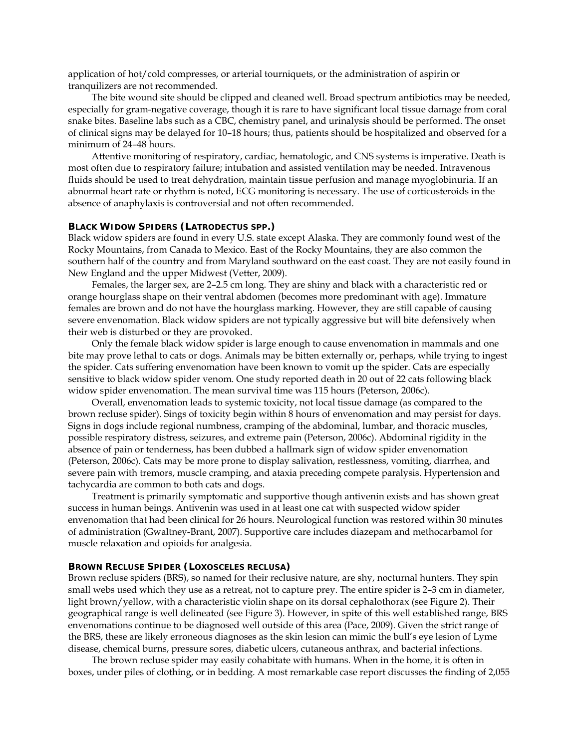application of hot/cold compresses, or arterial tourniquets, or the administration of aspirin or tranquilizers are not recommended.

The bite wound site should be clipped and cleaned well. Broad spectrum antibiotics may be needed, especially for gram-negative coverage, though it is rare to have significant local tissue damage from coral snake bites. Baseline labs such as a CBC, chemistry panel, and urinalysis should be performed. The onset of clinical signs may be delayed for 10–18 hours; thus, patients should be hospitalized and observed for a minimum of 24–48 hours.

Attentive monitoring of respiratory, cardiac, hematologic, and CNS systems is imperative. Death is most often due to respiratory failure; intubation and assisted ventilation may be needed. Intravenous fluids should be used to treat dehydration, maintain tissue perfusion and manage myoglobinuria. If an abnormal heart rate or rhythm is noted, ECG monitoring is necessary. The use of corticosteroids in the absence of anaphylaxis is controversial and not often recommended.

### BLACK WIDOW SPIDERS (LATRODECTUS SPP.)

Black widow spiders are found in every U.S. state except Alaska. They are commonly found west of the Rocky Mountains, from Canada to Mexico. East of the Rocky Mountains, they are also common the southern half of the country and from Maryland southward on the east coast. They are not easily found in New England and the upper Midwest (Vetter, 2009).

Females, the larger sex, are 2–2.5 cm long. They are shiny and black with a characteristic red or orange hourglass shape on their ventral abdomen (becomes more predominant with age). Immature females are brown and do not have the hourglass marking. However, they are still capable of causing severe envenomation. Black widow spiders are not typically aggressive but will bite defensively when their web is disturbed or they are provoked.

Only the female black widow spider is large enough to cause envenomation in mammals and one bite may prove lethal to cats or dogs. Animals may be bitten externally or, perhaps, while trying to ingest the spider. Cats suffering envenomation have been known to vomit up the spider. Cats are especially sensitive to black widow spider venom. One study reported death in 20 out of 22 cats following black widow spider envenomation. The mean survival time was 115 hours (Peterson, 2006c).

Overall, envenomation leads to systemic toxicity, not local tissue damage (as compared to the brown recluse spider). Sings of toxicity begin within 8 hours of envenomation and may persist for days. Signs in dogs include regional numbness, cramping of the abdominal, lumbar, and thoracic muscles, possible respiratory distress, seizures, and extreme pain (Peterson, 2006c). Abdominal rigidity in the absence of pain or tenderness, has been dubbed a hallmark sign of widow spider envenomation (Peterson, 2006c). Cats may be more prone to display salivation, restlessness, vomiting, diarrhea, and severe pain with tremors, muscle cramping, and ataxia preceding compete paralysis. Hypertension and tachycardia are common to both cats and dogs.

Treatment is primarily symptomatic and supportive though antivenin exists and has shown great success in human beings. Antivenin was used in at least one cat with suspected widow spider envenomation that had been clinical for 26 hours. Neurological function was restored within 30 minutes of administration (Gwaltney-Brant, 2007). Supportive care includes diazepam and methocarbamol for muscle relaxation and opioids for analgesia.

### BROWN RECLUSE SPIDER (LOXOSCELES RECLUSA)

Brown recluse spiders (BRS), so named for their reclusive nature, are shy, nocturnal hunters. They spin small webs used which they use as a retreat, not to capture prey. The entire spider is 2–3 cm in diameter, light brown/yellow, with a characteristic violin shape on its dorsal cephalothorax (see Figure 2). Their geographical range is well delineated (see Figure 3). However, in spite of this well established range, BRS envenomations continue to be diagnosed well outside of this area (Pace, 2009). Given the strict range of the BRS, these are likely erroneous diagnoses as the skin lesion can mimic the bull's eye lesion of Lyme disease, chemical burns, pressure sores, diabetic ulcers, cutaneous anthrax, and bacterial infections.

The brown recluse spider may easily cohabitate with humans. When in the home, it is often in boxes, under piles of clothing, or in bedding. A most remarkable case report discusses the finding of 2,055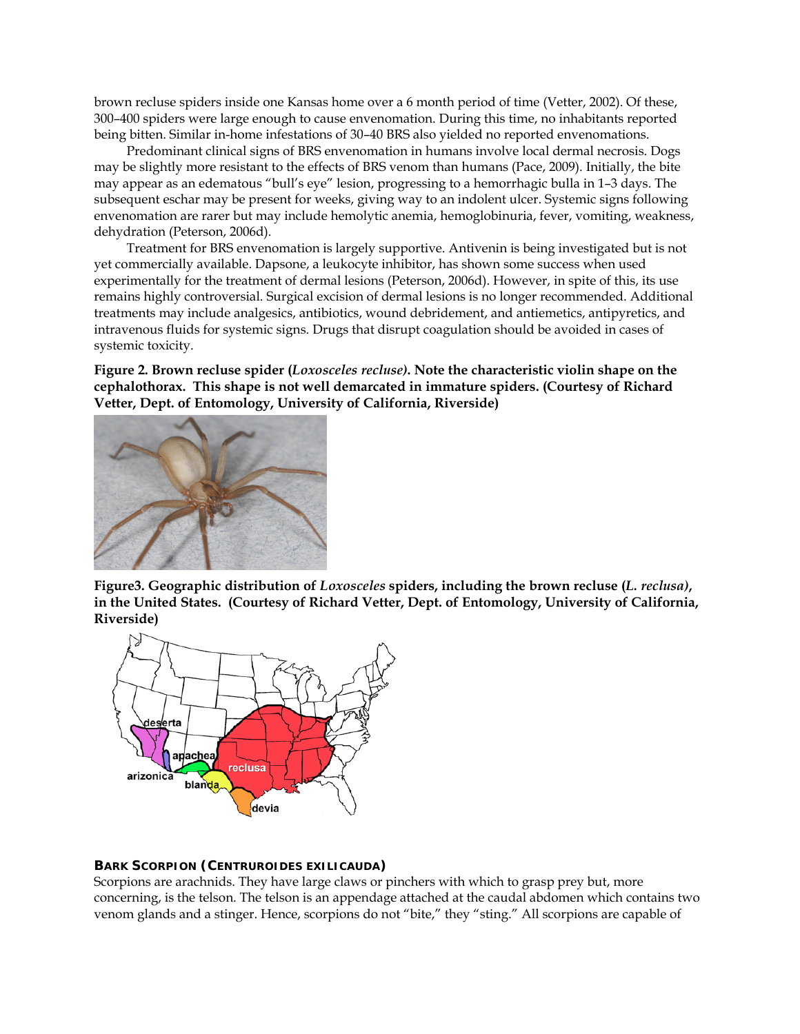brown recluse spiders inside one Kansas home over a 6 month period of time (Vetter, 2002). Of these, 300–400 spiders were large enough to cause envenomation. During this time, no inhabitants reported being bitten. Similar in-home infestations of 30–40 BRS also yielded no reported envenomations.

Predominant clinical signs of BRS envenomation in humans involve local dermal necrosis. Dogs may be slightly more resistant to the effects of BRS venom than humans (Pace, 2009). Initially, the bite may appear as an edematous "bull's eye" lesion, progressing to a hemorrhagic bulla in 1–3 days. The subsequent eschar may be present for weeks, giving way to an indolent ulcer. Systemic signs following envenomation are rarer but may include hemolytic anemia, hemoglobinuria, fever, vomiting, weakness, dehydration (Peterson, 2006d).

Treatment for BRS envenomation is largely supportive. Antivenin is being investigated but is not yet commercially available. Dapsone, a leukocyte inhibitor, has shown some success when used experimentally for the treatment of dermal lesions (Peterson, 2006d). However, in spite of this, its use remains highly controversial. Surgical excision of dermal lesions is no longer recommended. Additional treatments may include analgesics, antibiotics, wound debridement, and antiemetics, antipyretics, and intravenous fluids for systemic signs. Drugs that disrupt coagulation should be avoided in cases of systemic toxicity.

**Figure 2. Brown recluse spider (*Loxosceles recluse*). Note the characteristic violin shape on the cephalothorax. This shape is not well demarcated in immature spiders. (Courtesy of Richard Vetter, Dept. of Entomology, University of California, Riverside)**

**Figure3. Geographic distribution of *Loxosceles* spiders, including the brown recluse (*L. reclusa*), in the United States. (Courtesy of Richard Vetter, Dept. of Entomology, University of California, Riverside)**

### BARK SCORPION (*CENTRUROIDES EXILICAUDA*)

Scorpions are arachnids. They have large claws or pinchers with which to grasp prey but, more concerning, is the telson. The telson is an appendage attached at the caudal abdomen which contains two venom glands and a stinger. Hence, scorpions do not "bite," they "sting." All scorpions are capable of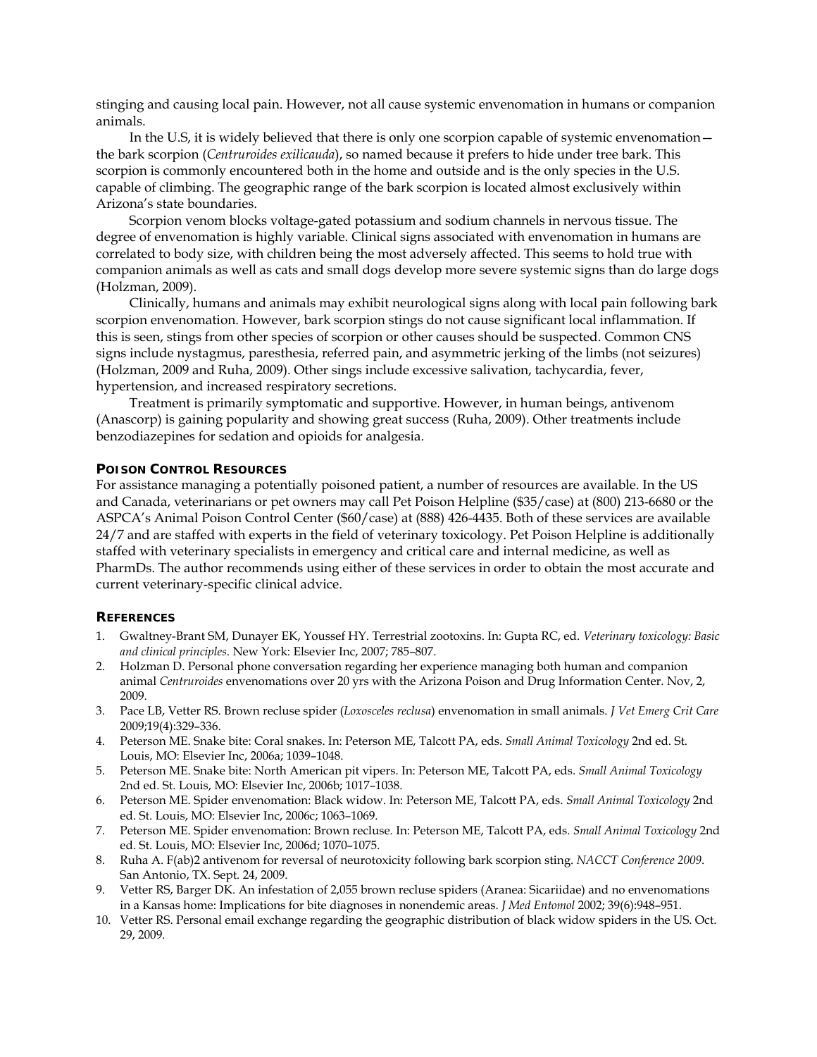stinging and causing local pain. However, not all cause systemic envenomation in humans or companion animals.

In the U.S, it is widely believed that there is only one scorpion capable of systemic envenomation—the bark scorpion (*Centruroides exilicauda*), so named because it prefers to hide under tree bark. This scorpion is commonly encountered both in the home and outside and is the only species in the U.S. capable of climbing. The geographic range of the bark scorpion is located almost exclusively within Arizona's state boundaries.

Scorpion venom blocks voltage-gated potassium and sodium channels in nervous tissue. The degree of envenomation is highly variable. Clinical signs associated with envenomation in humans are correlated to body size, with children being the most adversely affected. This seems to hold true with companion animals as well as cats and small dogs develop more severe systemic signs than do large dogs (Holzman, 2009).

Clinically, humans and animals may exhibit neurological signs along with local pain following bark scorpion envenomation. However, bark scorpion stings do not cause significant local inflammation. If this is seen, stings from other species of scorpion or other causes should be suspected. Common CNS signs include nystagmus, paresthesia, referred pain, and asymmetric jerking of the limbs (not seizures) (Holzman, 2009 and Ruha, 2009). Other sings include excessive salivation, tachycardia, fever, hypertension, and increased respiratory secretions.

Treatment is primarily symptomatic and supportive. However, in human beings, antivenom (Anascorp) is gaining popularity and showing great success (Ruha, 2009). Other treatments include benzodiazepines for sedation and opioids for analgesia.

### Poison Control Resources

For assistance managing a potentially poisoned patient, a number of resources are available. In the US and Canada, veterinarians or pet owners may call Pet Poison Helpline ($35/case) at (800) 213-6680 or the ASPCA's Animal Poison Control Center ($60/case) at (888) 426-4435. Both of these services are available 24/7 and are staffed with experts in the field of veterinary toxicology. Pet Poison Helpline is additionally staffed with veterinary specialists in emergency and critical care and internal medicine, as well as PharmDs. The author recommends using either of these services in order to obtain the most accurate and current veterinary-specific clinical advice.

### References

1. Gwaltney-Brant SM, Dunayer EK, Youssef HY. Terrestrial zootoxins. In: Gupta RC, ed. *Veterinary toxicology: Basic and clinical principles*. New York: Elsevier Inc, 2007; 785–807.
2. Holzman D. Personal phone conversation regarding her experience managing both human and companion animal *Centruroides* envenomations over 20 yrs with the Arizona Poison and Drug Information Center. Nov, 2, 2009.
3. Pace LB, Vetter RS. Brown recluse spider (*Loxosceles reclusa*) envenomation in small animals. *J Vet Emerg Crit Care* 2009;19(4):329–336.
4. Peterson ME. Snake bite: Coral snakes. In: Peterson ME, Talcott PA, eds. *Small Animal Toxicology* 2nd ed. St. Louis, MO: Elsevier Inc, 2006a; 1039–1048.
5. Peterson ME. Snake bite: North American pit vipers. In: Peterson ME, Talcott PA, eds. *Small Animal Toxicology* 2nd ed. St. Louis, MO: Elsevier Inc, 2006b; 1017–1038.
6. Peterson ME. Spider envenomation: Black widow. In: Peterson ME, Talcott PA, eds. *Small Animal Toxicology* 2nd ed. St. Louis, MO: Elsevier Inc, 2006c; 1063–1069.
7. Peterson ME. Spider envenomation: Brown recluse. In: Peterson ME, Talcott PA, eds. *Small Animal Toxicology* 2nd ed. St. Louis, MO: Elsevier Inc, 2006d; 1070–1075.
8. Ruha A. F(ab)2 antivenom for reversal of neurotoxicity following bark scorpion sting. *NACCT Conference 2009*. San Antonio, TX. Sept. 24, 2009.
9. Vetter RS, Barger DK. An infestation of 2,055 brown recluse spiders (Aranea: Sicariidae) and no envenomations in a Kansas home: Implications for bite diagnoses in nonendemic areas. *J Med Entomol* 2002; 39(6):948–951.
10. Vetter RS. Personal email exchange regarding the geographic distribution of black widow spiders in the US. Oct. 29, 2009.